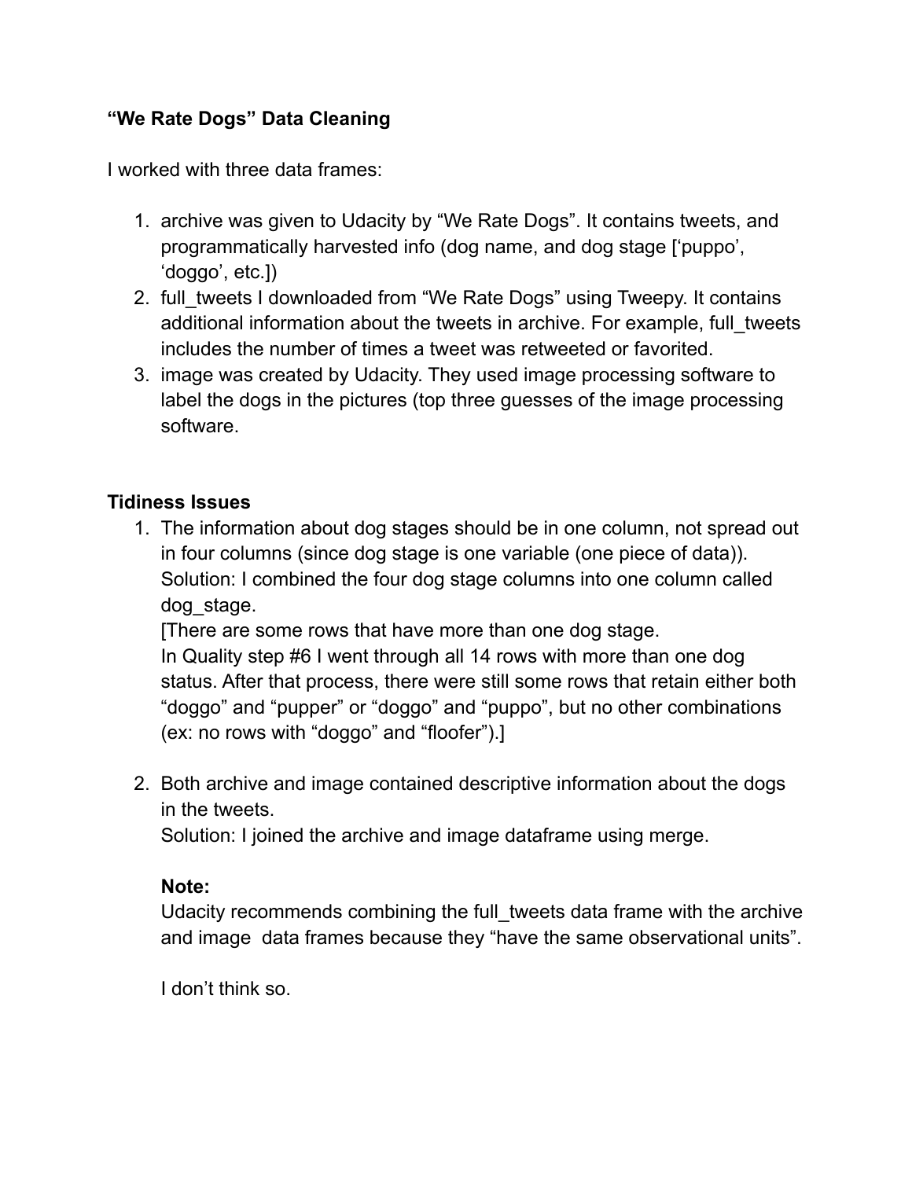**“We Rate Dogs” Data Cleaning**

I worked with three data frames:

1. archive was given to Udacity by “We Rate Dogs”. It contains tweets, and programmatically harvested info (dog name, and dog stage [‘puppo’, ‘doggo’, etc.])
2. full_tweets I downloaded from “We Rate Dogs” using Tweepy. It contains additional information about the tweets in archive. For example, full_tweets includes the number of times a tweet was retweeted or favorited.
3. image was created by Udacity. They used image processing software to label the dogs in the pictures (top three guesses of the image processing software.

**Tidiness Issues**

1. The information about dog stages should be in one column, not spread out in four columns (since dog stage is one variable (one piece of data)).
   Solution: I combined the four dog stage columns into one column called dog_stage.
   [There are some rows that have more than one dog stage.
   In Quality step #6 I went through all 14 rows with more than one dog status. After that process, there were still some rows that retain either both “doggo” and “pupper” or “doggo” and “puppo”, but no other combinations (ex: no rows with “doggo” and “floofer”).]

2. Both archive and image contained descriptive information about the dogs in the tweets.
   Solution: I joined the archive and image dataframe using merge.

   **Note:**
   Udacity recommends combining the full_tweets data frame with the archive and image data frames because they “have the same observational units”.

   I don’t think so.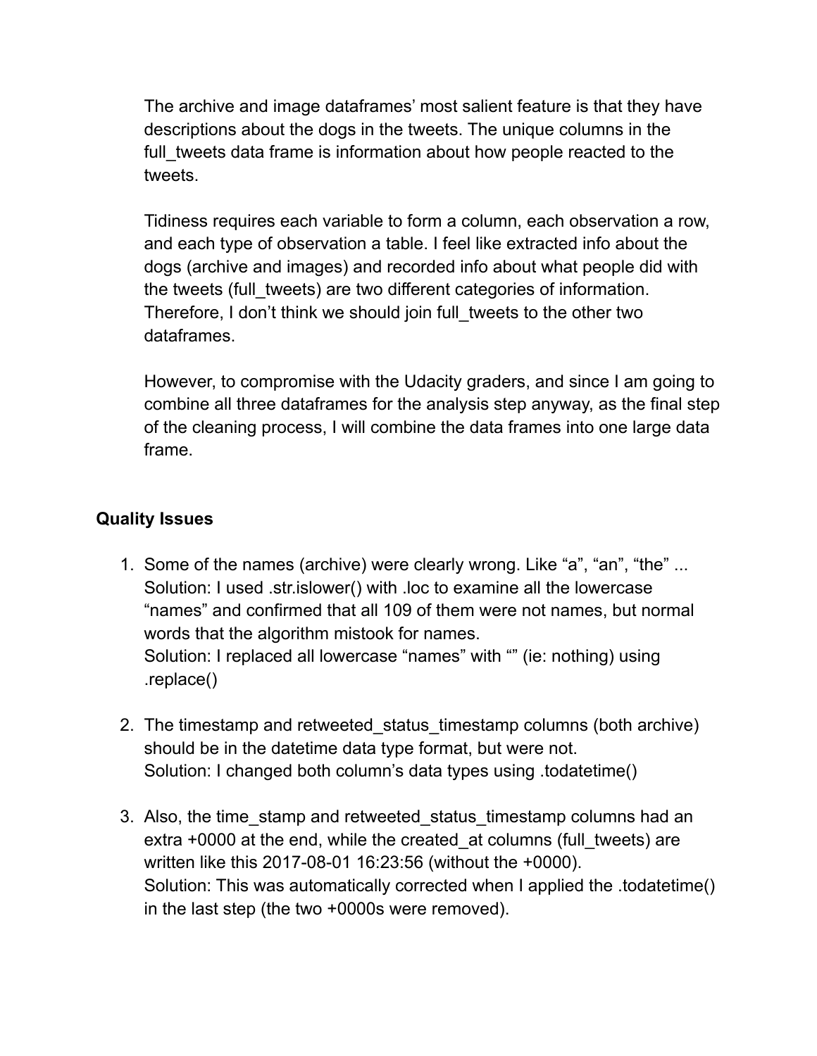The archive and image dataframes' most salient feature is that they have descriptions about the dogs in the tweets. The unique columns in the full_tweets data frame is information about how people reacted to the tweets.

Tidiness requires each variable to form a column, each observation a row, and each type of observation a table. I feel like extracted info about the dogs (archive and images) and recorded info about what people did with the tweets (full_tweets) are two different categories of information. Therefore, I don't think we should join full_tweets to the other two dataframes.

However, to compromise with the Udacity graders, and since I am going to combine all three dataframes for the analysis step anyway, as the final step of the cleaning process, I will combine the data frames into one large data frame.

## Quality Issues

1. Some of the names (archive) were clearly wrong. Like "a", "an", "the" ...
   Solution: I used .str.islower() with .loc to examine all the lowercase "names" and confirmed that all 109 of them were not names, but normal words that the algorithm mistook for names.
   Solution: I replaced all lowercase "names" with "" (ie: nothing) using .replace()

2. The timestamp and retweeted_status_timestamp columns (both archive) should be in the datetime data type format, but were not.
   Solution: I changed both column's data types using .todatetime()

3. Also, the time_stamp and retweeted_status_timestamp columns had an extra +0000 at the end, while the created_at columns (full_tweets) are written like this 2017-08-01 16:23:56 (without the +0000).
   Solution: This was automatically corrected when I applied the .todatetime() in the last step (the two +0000s were removed).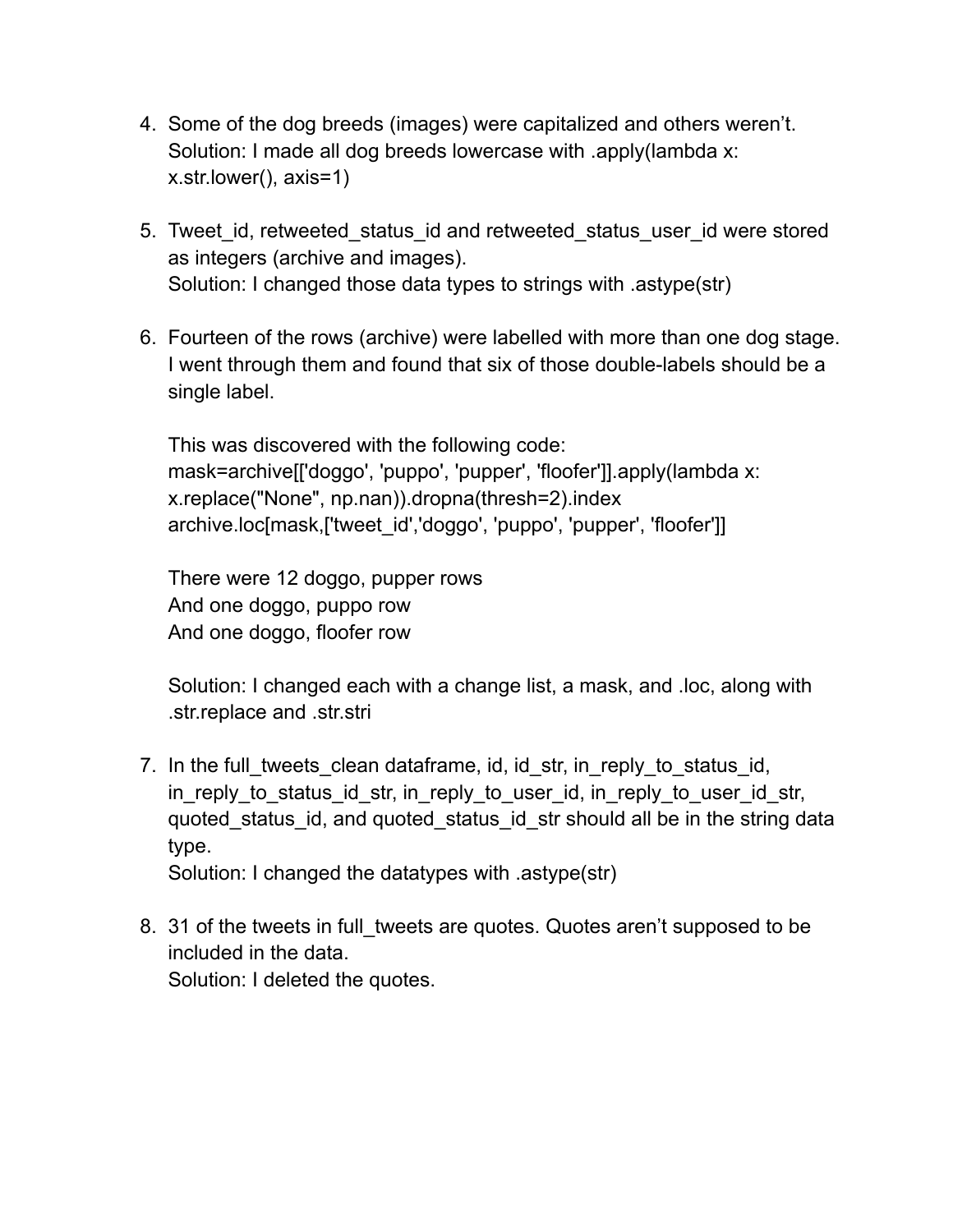4. Some of the dog breeds (images) were capitalized and others weren't.
   Solution: I made all dog breeds lowercase with .apply(lambda x: x.str.lower(), axis=1)

5. Tweet_id, retweeted_status_id and retweeted_status_user_id were stored as integers (archive and images).
   Solution: I changed those data types to strings with .astype(str)

6. Fourteen of the rows (archive) were labelled with more than one dog stage. I went through them and found that six of those double-labels should be a single label.

   This was discovered with the following code:
   mask=archive[['doggo', 'puppo', 'pupper', 'floofer']].apply(lambda x: x.replace("None", np.nan)).dropna(thresh=2).index
   archive.loc[mask,['tweet_id','doggo', 'puppo', 'pupper', 'floofer']]

   There were 12 doggo, pupper rows
   And one doggo, puppo row
   And one doggo, floofer row

   Solution: I changed each with a change list, a mask, and .loc, along with .str.replace and .str.stri

7. In the full_tweets_clean dataframe, id, id_str, in_reply_to_status_id, in_reply_to_status_id_str, in_reply_to_user_id, in_reply_to_user_id_str, quoted_status_id, and quoted_status_id_str should all be in the string data type.
   Solution: I changed the datatypes with .astype(str)

8. 31 of the tweets in full_tweets are quotes. Quotes aren't supposed to be included in the data.
   Solution: I deleted the quotes.